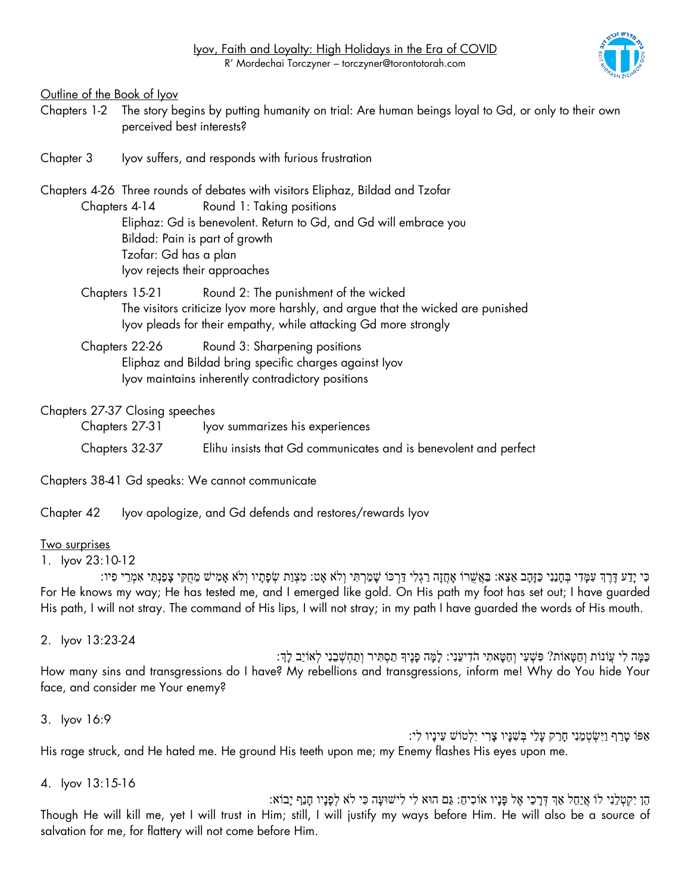Iyov, Faith and Loyalty: High Holidays in the Era of COVID

R' Mordechai Torczyner – torczyner@torontotorah.com

Outline of the Book of Iyov

Chapters 1-2 The story begins by putting humanity on trial: Are human beings loyal to Gd, or only to their own perceived best interests?

Chapter 3 Iyov suffers, and responds with furious frustration

Chapters 4-26 Three rounds of debates with visitors Eliphaz, Bildad and Tzofar

- Chapters 4-14 Round 1: Taking positions
  - Eliphaz: Gd is benevolent. Return to Gd, and Gd will embrace you
  - Bildad: Pain is part of growth
  - Tzofar: Gd has a plan
  - Iyov rejects their approaches
- Chapters 15-21 Round 2: The punishment of the wicked
  - The visitors criticize Iyov more harshly, and argue that the wicked are punished
  - Iyov pleads for their empathy, while attacking Gd more strongly
- Chapters 22-26 Round 3: Sharpening positions
  - Eliphaz and Bildad bring specific charges against Iyov
  - Iyov maintains inherently contradictory positions

Chapters 27-37 Closing speeches

- Chapters 27-31 Iyov summarizes his experiences
- Chapters 32-37 Elihu insists that Gd communicates and is benevolent and perfect

Chapters 38-41 Gd speaks: We cannot communicate

Chapter 42 Iyov apologize, and Gd defends and restores/rewards Iyov

Two surprises

1. Iyov 23:10-12

כִּי יָדַע דֶּרֶךְ עִמָּדִי בְּחָנַנִי כַּזָּהָב אֵצֵא: בַּאֲשֻׁרוֹ אָחֲזָה רַגְלִי דַּרְכּוֹ שָׁמַרְתִּי וְלֹא אָט: מִצְוַת שְׂפָתָיו וְלֹא אָמִישׁ מֵחֻקִּי צָפַנְתִּי אִמְרֵי פִיו:

For He knows my way; He has tested me, and I emerged like gold. On His path my foot has set out; I have guarded His path, I will not stray. The command of His lips, I will not stray; in my path I have guarded the words of His mouth.

2. Iyov 13:23-24

כַּמָּה לִי עֲוֹנוֹת וְחַטָּאוֹת? פִּשְׁעִי וְחַטָּאתִי הֹדִיעֵנִי: לָמָּה פָנֶיךָ תַסְתִּיר וְתַחְשְׁבֵנִי לְאוֹיֵב לָךְ:

How many sins and transgressions do I have? My rebellions and transgressions, inform me! Why do You hide Your face, and consider me Your enemy?

3. Iyov 16:9

אַפּוֹ טָרַף וַיִּשְׂטְמֵנִי חָרַק עָלַי בְּשִׁנָּיו צָרִי יִלְטוֹשׁ עֵינָיו לִי:

His rage struck, and He hated me. He ground His teeth upon me; my Enemy flashes His eyes upon me.

4. Iyov 13:15-16

הֵן יִקְטְלֵנִי לוֹ אֲיַחֵל אַךְ דְּרָכַי אֶל פָּנָיו אוֹכִיחַ: גַּם הוּא לִי לִישׁוּעָה כִּי לֹא לְפָנָיו חָנֵף יָבוֹא:

Though He will kill me, yet I will trust in Him; still, I will justify my ways before Him. He will also be a source of salvation for me, for flattery will not come before Him.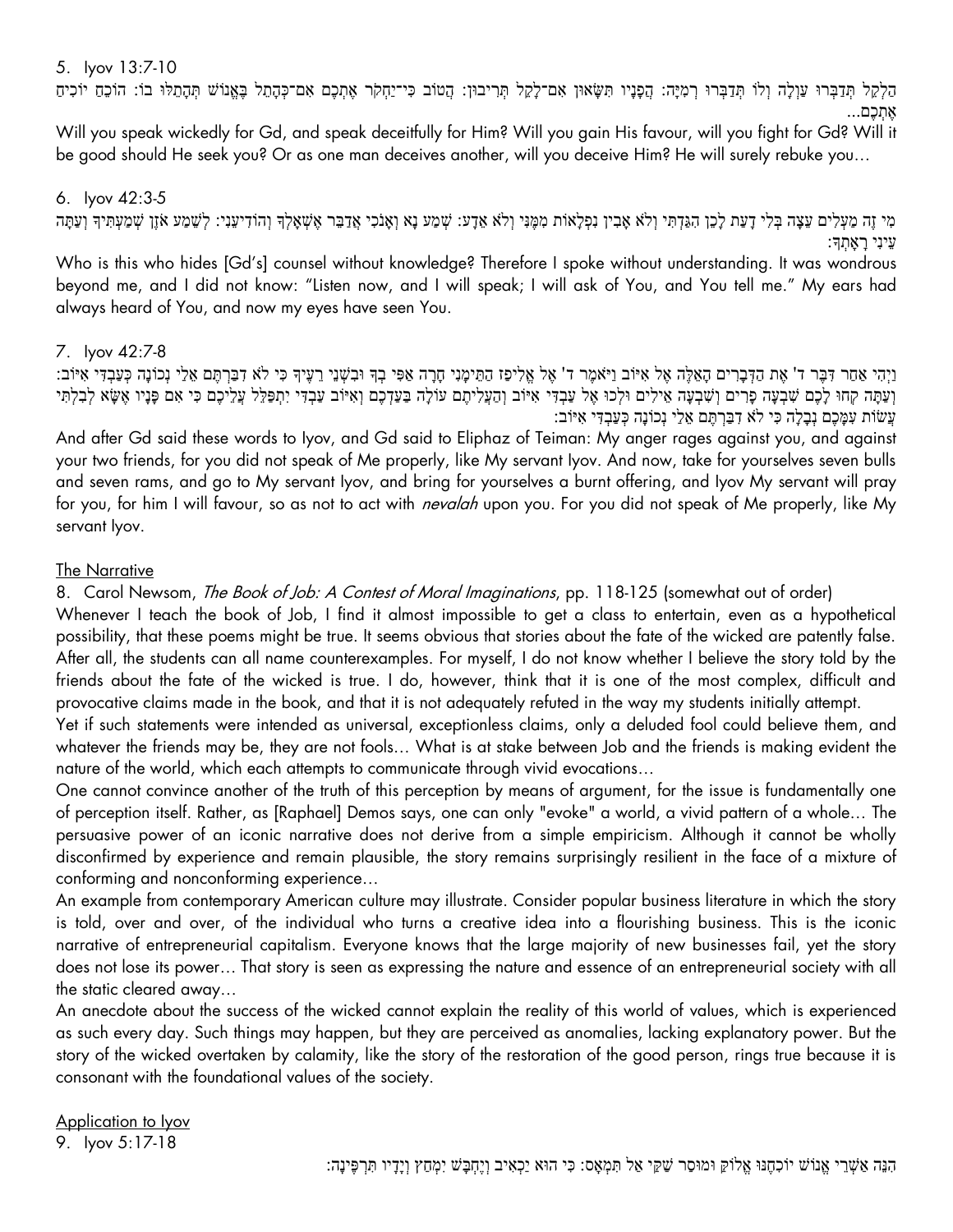5. Iyov 13:7-10

הַלְאֵל תְּדַבְּרוּ עַוְלָה וְלוֹ תְּדַבְּרוּ רְמִיָּה: הֲפָנָיו תִּשָּׂאוּן אִם־לָאֵל תְּרִיבוּן: הֲטוֹב כִּי־יַחְקֹר אֶתְכֶם אִם־כְּהָתֵל בֶּאֱנוֹשׁ תְּהָתֵלּוּ בוֹ: הוֹכֵחַ יוֹכִיחַ אֶתְכֶם...

Will you speak wickedly for Gd, and speak deceitfully for Him? Will you gain His favour, will you fight for Gd? Will it be good should He seek you? Or as one man deceives another, will you deceive Him? He will surely rebuke you…

6. Iyov 42:3-5

מִי זֶה מַעְלִים עֵצָה בְּלִי דָעַת לָכֵן הִגַּדְתִּי וְלֹא אָבִין נִפְלָאוֹת מִמֶּנִּי וְלֹא אֵדָע: שְׁמַע נָא וְאָנֹכִי אֲדַבֵּר אֶשְׁאָלְךָ וְהוֹדִיעֵנִי: לְשֵׁמַע אֹזֶן שְׁמַעְתִּיךָ וְעַתָּה עֵינִי רָאָתְךָ:

Who is this who hides [Gd's] counsel without knowledge? Therefore I spoke without understanding. It was wondrous beyond me, and I did not know: "Listen now, and I will speak; I will ask of You, and You tell me." My ears had always heard of You, and now my eyes have seen You.

7. Iyov 42:7-8

וַיְהִי אַחַר דִּבֶּר ד' אֶת הַדְּבָרִים הָאֵלֶּה אֶל אִיּוֹב וַיֹּאמֶר ד' אֶל אֱלִיפַז הַתֵּימָנִי חָרָה אַפִּי בְךָ וּבִשְׁנֵי רֵעֶיךָ כִּי לֹא דִבַּרְתֶּם אֵלַי נְכוֹנָה כְּעַבְדִּי אִיּוֹב: וְעַתָּה קְחוּ לָכֶם שִׁבְעָה פָרִים וְשִׁבְעָה אֵילִים וּלְכוּ אֶל עַבְדִּי אִיּוֹב וְהַעֲלִיתֶם עוֹלָה בַּעַדְכֶם וְאִיּוֹב עַבְדִּי יִתְפַּלֵּל עֲלֵיכֶם כִּי אִם פָּנָיו אֶשָּׂא לְבִלְתִּי עֲשׂוֹת עִמָּכֶם נְבָלָה כִּי לֹא דִבַּרְתֶּם אֵלַי נְכוֹנָה כְּעַבְדִּי אִיּוֹב:

And after Gd said these words to Iyov, and Gd said to Eliphaz of Teiman: My anger rages against you, and against your two friends, for you did not speak of Me properly, like My servant Iyov. And now, take for yourselves seven bulls and seven rams, and go to My servant Iyov, and bring for yourselves a burnt offering, and Iyov My servant will pray for you, for him I will favour, so as not to act with *nevalah* upon you. For you did not speak of Me properly, like My servant Iyov.

## The Narrative

8. Carol Newsom, *The Book of Job: A Contest of Moral Imaginations*, pp. 118-125 (somewhat out of order)

Whenever I teach the book of Job, I find it almost impossible to get a class to entertain, even as a hypothetical possibility, that these poems might be true. It seems obvious that stories about the fate of the wicked are patently false. After all, the students can all name counterexamples. For myself, I do not know whether I believe the story told by the friends about the fate of the wicked is true. I do, however, think that it is one of the most complex, difficult and provocative claims made in the book, and that it is not adequately refuted in the way my students initially attempt.

Yet if such statements were intended as universal, exceptionless claims, only a deluded fool could believe them, and whatever the friends may be, they are not fools… What is at stake between Job and the friends is making evident the nature of the world, which each attempts to communicate through vivid evocations…

One cannot convince another of the truth of this perception by means of argument, for the issue is fundamentally one of perception itself. Rather, as [Raphael] Demos says, one can only "evoke" a world, a vivid pattern of a whole… The persuasive power of an iconic narrative does not derive from a simple empiricism. Although it cannot be wholly disconfirmed by experience and remain plausible, the story remains surprisingly resilient in the face of a mixture of conforming and nonconforming experience…

An example from contemporary American culture may illustrate. Consider popular business literature in which the story is told, over and over, of the individual who turns a creative idea into a flourishing business. This is the iconic narrative of entrepreneurial capitalism. Everyone knows that the large majority of new businesses fail, yet the story does not lose its power… That story is seen as expressing the nature and essence of an entrepreneurial society with all the static cleared away…

An anecdote about the success of the wicked cannot explain the reality of this world of values, which is experienced as such every day. Such things may happen, but they are perceived as anomalies, lacking explanatory power. But the story of the wicked overtaken by calamity, like the story of the restoration of the good person, rings true because it is consonant with the foundational values of the society.

## Application to Iyov

9. Iyov 5:17-18

הִנֵּה אַשְׁרֵי אֱנוֹשׁ יוֹכִחֶנּוּ אֱלוֹהַּ וּמוּסַר שַׁדַּי אַל תִּמְאָס: כִּי הוּא יַכְאִיב וְיֶחְבָּשׁ יִמְחַץ וְיָדָיו תִּרְפֶּינָה: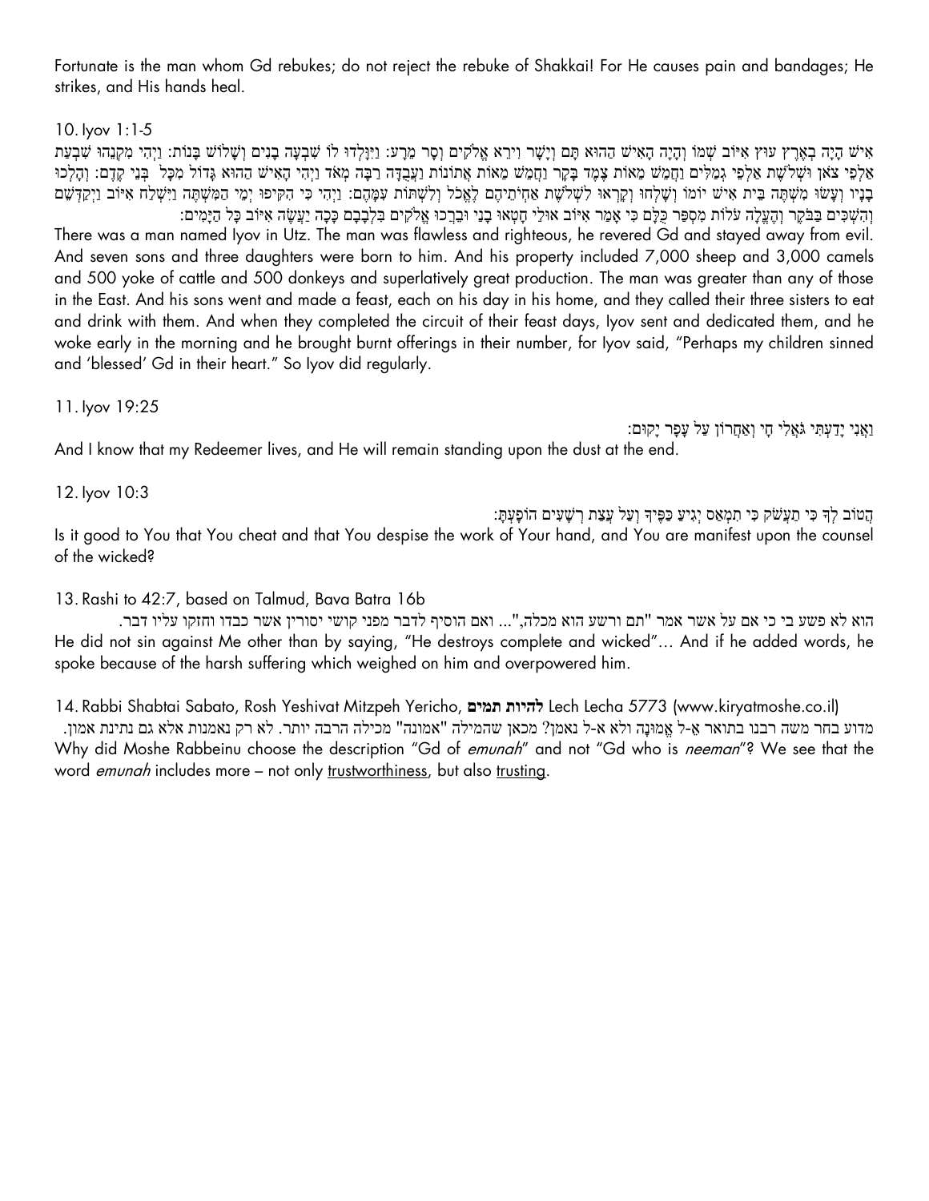Fortunate is the man whom Gd rebukes; do not reject the rebuke of Shakkai! For He causes pain and bandages; He strikes, and His hands heal.

10. Iyov 1:1-5

אִישׁ הָיָה בְאֶרֶץ עוּץ אִיּוֹב שְׁמוֹ וְהָיָה הָאִישׁ הַהוּא תָּם וְיָשָׁר וִירֵא אֱלֹקִים וְסָר מֵרָע: וַיִּוָּלְדוּ לוֹ שִׁבְעָה בָנִים וְשָׁלוֹשׁ בָּנוֹת: וַיְהִי מִקְנֵהוּ שִׁבְעַת אַלְפֵי צֹאן וּשְׁלֹשֶׁת אַלְפֵי גְמַלִּים וַחֲמֵשׁ מֵאוֹת צֶמֶד בָּקָר וַחֲמֵשׁ מֵאוֹת אֲתוֹנוֹת וַעֲבֻדָּה רַבָּה מְאֹד וַיְהִי הָאִישׁ הַהוּא גָּדוֹל מִכָּל בְּנֵי קֶדֶם: וְהָלְכוּ בָנָיו וְעָשׂוּ מִשְׁתֶּה בֵּית אִישׁ יוֹמוֹ וְשָׁלְחוּ וְקָרְאוּ לִשְׁלֹשֶׁת אַחְיֹתֵיהֶם לֶאֱכֹל וְלִשְׁתּוֹת עִמָּהֶם: וַיְהִי כִּי הִקִּיפוּ יְמֵי הַמִּשְׁתֶּה וַיִּשְׁלַח אִיּוֹב וַיְקַדְּשֵׁם וְהִשְׁכִּים בַּבֹּקֶר וְהֶעֱלָה עֹלוֹת מִסְפַּר כֻּלָּם כִּי אָמַר אִיּוֹב אוּלַי חָטְאוּ בָנַי וּבֵרְכוּ אֱלֹקִים בִּלְבָבָם כָּכָה יַעֲשֶׂה אִיּוֹב כָּל הַיָּמִים:

There was a man named Iyov in Utz. The man was flawless and righteous, he revered Gd and stayed away from evil. And seven sons and three daughters were born to him. And his property included 7,000 sheep and 3,000 camels and 500 yoke of cattle and 500 donkeys and superlatively great production. The man was greater than any of those in the East. And his sons went and made a feast, each on his day in his home, and they called their three sisters to eat and drink with them. And when they completed the circuit of their feast days, Iyov sent and dedicated them, and he woke early in the morning and he brought burnt offerings in their number, for Iyov said, "Perhaps my children sinned and 'blessed' Gd in their heart." So Iyov did regularly.

11. Iyov 19:25

וַאֲנִי יָדַעְתִּי גֹּאֲלִי חָי וְאַחֲרוֹן עַל עָפָר יָקוּם:

And I know that my Redeemer lives, and He will remain standing upon the dust at the end.

12. Iyov 10:3

הֲטוֹב לְךָ כִּי תַעֲשֹׁק כִּי תִמְאַס יְגִיעַ כַּפֶּיךָ וְעַל עֲצַת רְשָׁעִים הוֹפָעְתָּ:

Is it good to You that You cheat and that You despise the work of Your hand, and You are manifest upon the counsel of the wicked?

13. Rashi to 42:7, based on Talmud, Bava Batra 16b

הוא לא פשע בי כי אם על אשר אמר "תם ורשע הוא מכלה,"... ואם הוסיף לדבר מפני קושי יסורין אשר כבדו וחזקו עליו דבר.

He did not sin against Me other than by saying, "He destroys complete and wicked"… And if he added words, he spoke because of the harsh suffering which weighed on him and overpowered him.

14. Rabbi Shabtai Sabato, Rosh Yeshivat Mitzpeh Yericho, **להיות תמים** Lech Lecha 5773 (www.kiryatmoshe.co.il)

מדוע בחר משה רבנו בתואר אֵ-ל אֱמוּנָה ולא א-ל נאמן? מכאן שהמילה "אמונה" מכילה הרבה יותר. לא רק נאמנות אלא גם נתינת אמון.

Why did Moshe Rabbeinu choose the description "Gd of *emunah*" and not "Gd who is *neeman*"? We see that the word *emunah* includes more – not only trustworthiness, but also trusting.